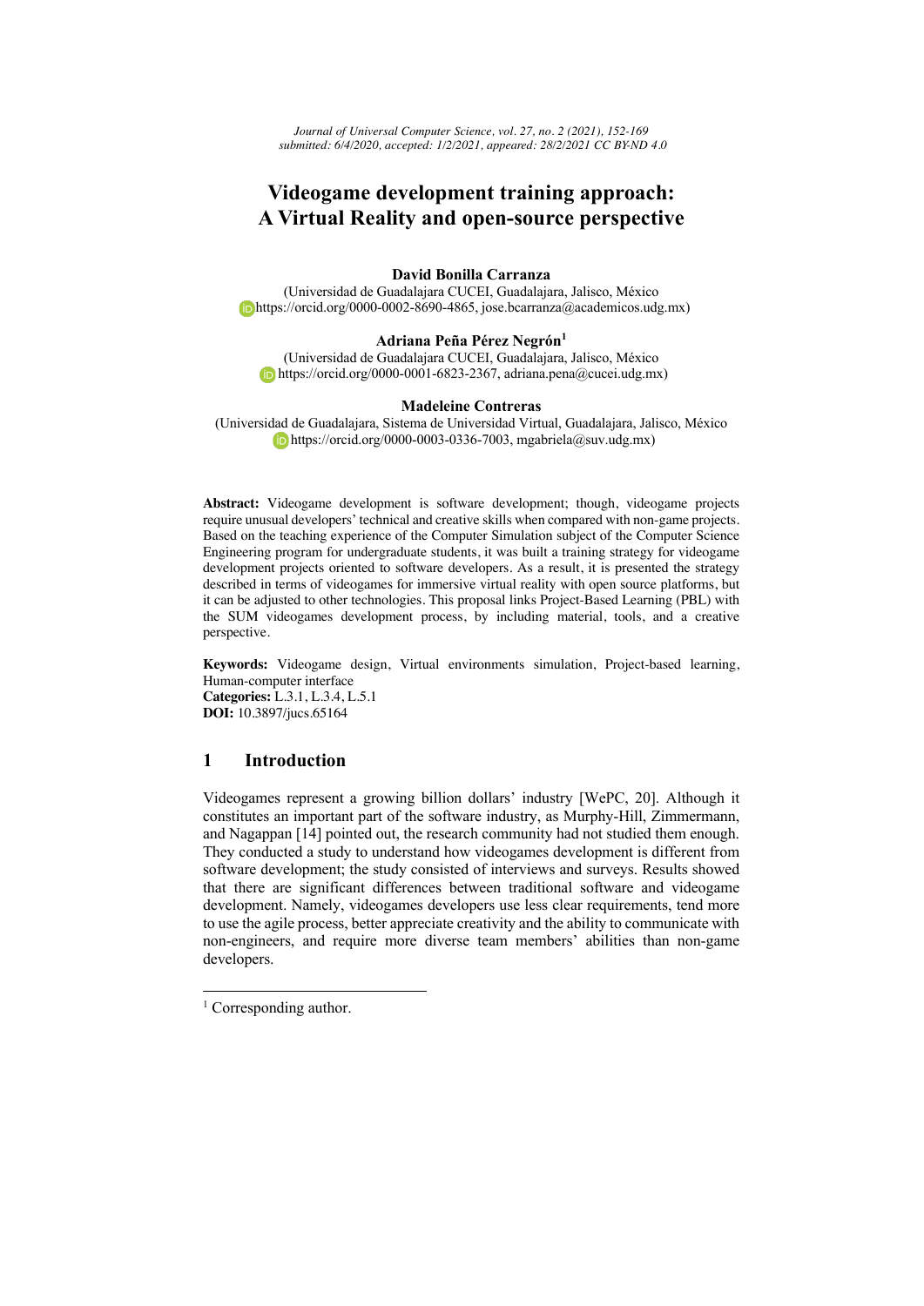# Videogame development training approach: A Virtual Reality and open-source perspective

**David Bonilla Carranza**
(Universidad de Guadalajara CUCEI, Guadalajara, Jalisco, México
https://orcid.org/0000-0002-8690-4865, jose.bcarranza@academicos.udg.mx)

**Adriana Peña Pérez Negrón[1]**
(Universidad de Guadalajara CUCEI, Guadalajara, Jalisco, México
https://orcid.org/0000-0001-6823-2367, adriana.pena@cucei.udg.mx)

**Madeleine Contreras**
(Universidad de Guadalajara, Sistema de Universidad Virtual, Guadalajara, Jalisco, México
https://orcid.org/0000-0003-0336-7003, mgabriela@suv.udg.mx)

**Abstract:** Videogame development is software development; though, videogame projects require unusual developers' technical and creative skills when compared with non-game projects. Based on the teaching experience of the Computer Simulation subject of the Computer Science Engineering program for undergraduate students, it was built a training strategy for videogame development projects oriented to software developers. As a result, it is presented the strategy described in terms of videogames for immersive virtual reality with open source platforms, but it can be adjusted to other technologies. This proposal links Project-Based Learning (PBL) with the SUM videogames development process, by including material, tools, and a creative perspective.

**Keywords:** Videogame design, Virtual environments simulation, Project-based learning, Human-computer interface
**Categories:** L.3.1, L.3.4, L.5.1
**DOI:** 10.3897/jucs.65164

## 1 Introduction

Videogames represent a growing billion dollars' industry [WePC, 20]. Although it constitutes an important part of the software industry, as Murphy-Hill, Zimmermann, and Nagappan [14] pointed out, the research community had not studied them enough. They conducted a study to understand how videogames development is different from software development; the study consisted of interviews and surveys. Results showed that there are significant differences between traditional software and videogame development. Namely, videogames developers use less clear requirements, tend more to use the agile process, better appreciate creativity and the ability to communicate with non-engineers, and require more diverse team members' abilities than non-game developers.

[1] Corresponding author.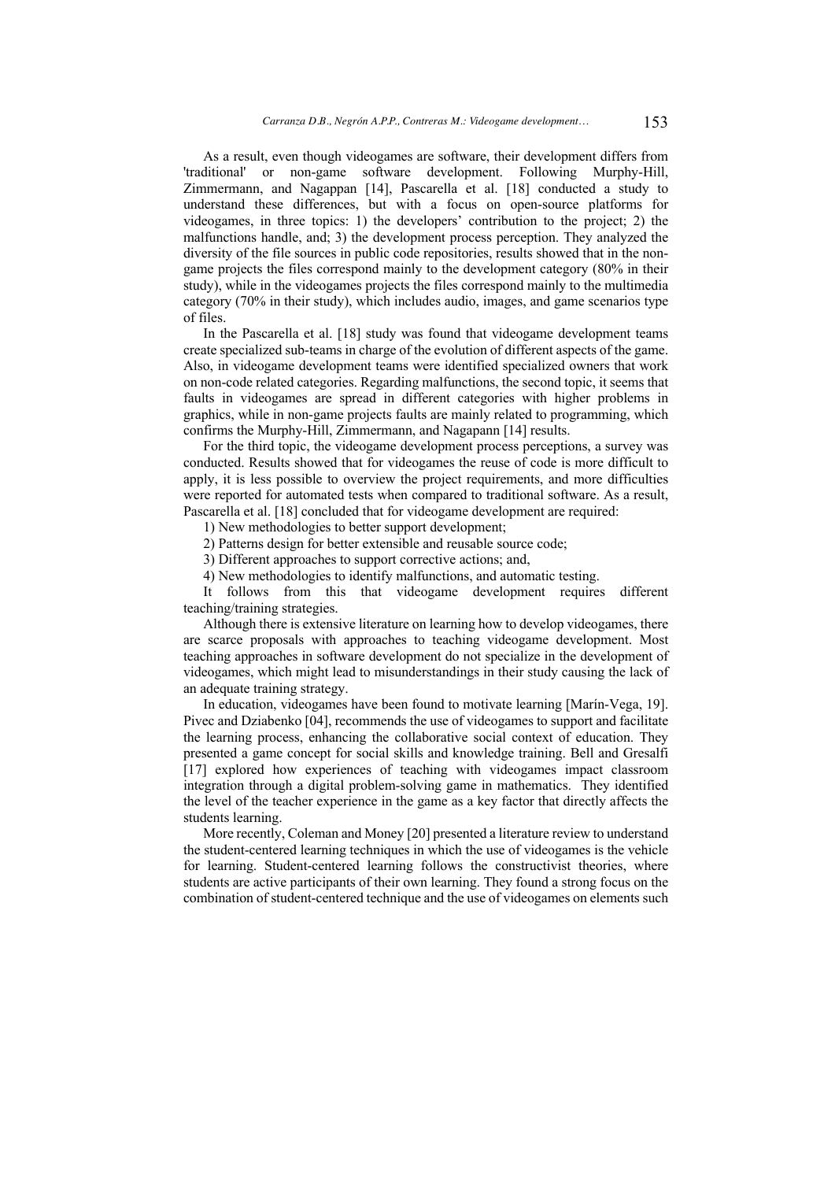As a result, even though videogames are software, their development differs from 'traditional' or non-game software development. Following Murphy-Hill, Zimmermann, and Nagappan [14], Pascarella et al. [18] conducted a study to understand these differences, but with a focus on open-source platforms for videogames, in three topics: 1) the developers' contribution to the project; 2) the malfunctions handle, and; 3) the development process perception. They analyzed the diversity of the file sources in public code repositories, results showed that in the non-game projects the files correspond mainly to the development category (80% in their study), while in the videogames projects the files correspond mainly to the multimedia category (70% in their study), which includes audio, images, and game scenarios type of files.

In the Pascarella et al. [18] study was found that videogame development teams create specialized sub-teams in charge of the evolution of different aspects of the game. Also, in videogame development teams were identified specialized owners that work on non-code related categories. Regarding malfunctions, the second topic, it seems that faults in videogames are spread in different categories with higher problems in graphics, while in non-game projects faults are mainly related to programming, which confirms the Murphy-Hill, Zimmermann, and Nagapann [14] results.

For the third topic, the videogame development process perceptions, a survey was conducted. Results showed that for videogames the reuse of code is more difficult to apply, it is less possible to overview the project requirements, and more difficulties were reported for automated tests when compared to traditional software. As a result, Pascarella et al. [18] concluded that for videogame development are required:

1) New methodologies to better support development;

2) Patterns design for better extensible and reusable source code;

3) Different approaches to support corrective actions; and,

4) New methodologies to identify malfunctions, and automatic testing.

It follows from this that videogame development requires different teaching/training strategies.

Although there is extensive literature on learning how to develop videogames, there are scarce proposals with approaches to teaching videogame development. Most teaching approaches in software development do not specialize in the development of videogames, which might lead to misunderstandings in their study causing the lack of an adequate training strategy.

In education, videogames have been found to motivate learning [Marín-Vega, 19]. Pivec and Dziabenko [04], recommends the use of videogames to support and facilitate the learning process, enhancing the collaborative social context of education. They presented a game concept for social skills and knowledge training. Bell and Gresalfi [17] explored how experiences of teaching with videogames impact classroom integration through a digital problem-solving game in mathematics. They identified the level of the teacher experience in the game as a key factor that directly affects the students learning.

More recently, Coleman and Money [20] presented a literature review to understand the student-centered learning techniques in which the use of videogames is the vehicle for learning. Student-centered learning follows the constructivist theories, where students are active participants of their own learning. They found a strong focus on the combination of student-centered technique and the use of videogames on elements such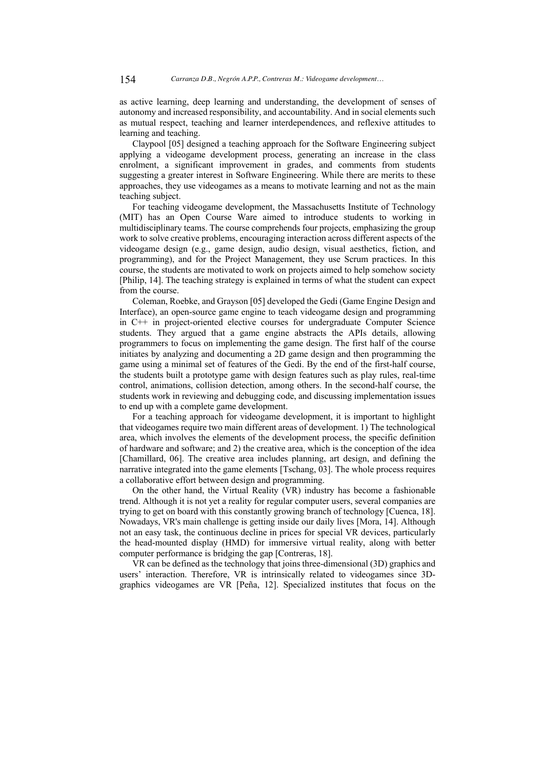as active learning, deep learning and understanding, the development of senses of autonomy and increased responsibility, and accountability. And in social elements such as mutual respect, teaching and learner interdependences, and reflexive attitudes to learning and teaching.

Claypool [05] designed a teaching approach for the Software Engineering subject applying a videogame development process, generating an increase in the class enrolment, a significant improvement in grades, and comments from students suggesting a greater interest in Software Engineering. While there are merits to these approaches, they use videogames as a means to motivate learning and not as the main teaching subject.

For teaching videogame development, the Massachusetts Institute of Technology (MIT) has an Open Course Ware aimed to introduce students to working in multidisciplinary teams. The course comprehends four projects, emphasizing the group work to solve creative problems, encouraging interaction across different aspects of the videogame design (e.g., game design, audio design, visual aesthetics, fiction, and programming), and for the Project Management, they use Scrum practices. In this course, the students are motivated to work on projects aimed to help somehow society [Philip, 14]. The teaching strategy is explained in terms of what the student can expect from the course.

Coleman, Roebke, and Grayson [05] developed the Gedi (Game Engine Design and Interface), an open-source game engine to teach videogame design and programming in C++ in project-oriented elective courses for undergraduate Computer Science students. They argued that a game engine abstracts the APIs details, allowing programmers to focus on implementing the game design. The first half of the course initiates by analyzing and documenting a 2D game design and then programming the game using a minimal set of features of the Gedi. By the end of the first-half course, the students built a prototype game with design features such as play rules, real-time control, animations, collision detection, among others. In the second-half course, the students work in reviewing and debugging code, and discussing implementation issues to end up with a complete game development.

For a teaching approach for videogame development, it is important to highlight that videogames require two main different areas of development. 1) The technological area, which involves the elements of the development process, the specific definition of hardware and software; and 2) the creative area, which is the conception of the idea [Chamillard, 06]. The creative area includes planning, art design, and defining the narrative integrated into the game elements [Tschang, 03]. The whole process requires a collaborative effort between design and programming.

On the other hand, the Virtual Reality (VR) industry has become a fashionable trend. Although it is not yet a reality for regular computer users, several companies are trying to get on board with this constantly growing branch of technology [Cuenca, 18]. Nowadays, VR's main challenge is getting inside our daily lives [Mora, 14]. Although not an easy task, the continuous decline in prices for special VR devices, particularly the head-mounted display (HMD) for immersive virtual reality, along with better computer performance is bridging the gap [Contreras, 18].

VR can be defined as the technology that joins three-dimensional (3D) graphics and users' interaction. Therefore, VR is intrinsically related to videogames since 3D-graphics videogames are VR [Peña, 12]. Specialized institutes that focus on the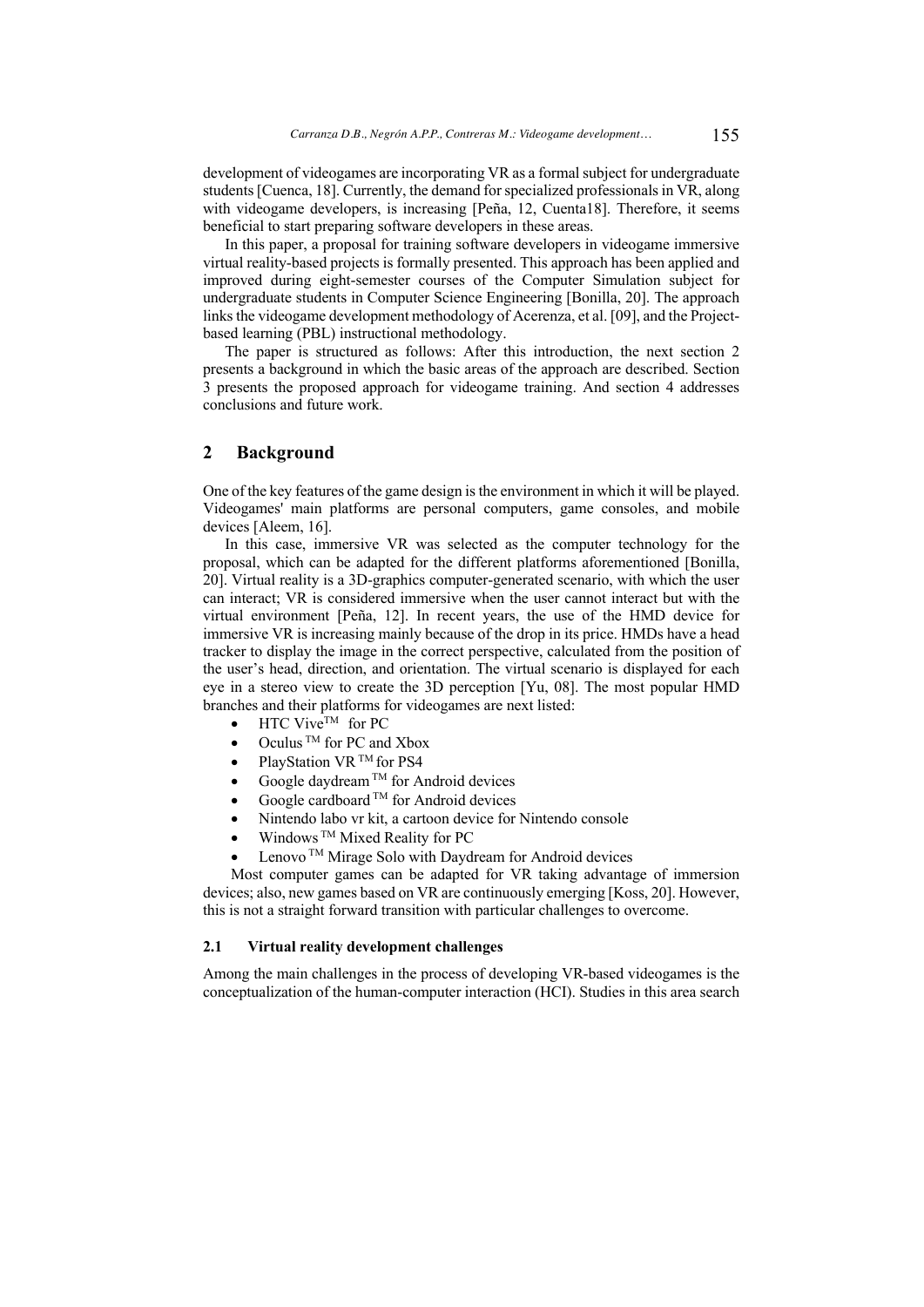development of videogames are incorporating VR as a formal subject for undergraduate students [Cuenca, 18]. Currently, the demand for specialized professionals in VR, along with videogame developers, is increasing [Peña, 12, Cuenta18]. Therefore, it seems beneficial to start preparing software developers in these areas.

In this paper, a proposal for training software developers in videogame immersive virtual reality-based projects is formally presented. This approach has been applied and improved during eight-semester courses of the Computer Simulation subject for undergraduate students in Computer Science Engineering [Bonilla, 20]. The approach links the videogame development methodology of Acerenza, et al. [09], and the Project-based learning (PBL) instructional methodology.

The paper is structured as follows: After this introduction, the next section 2 presents a background in which the basic areas of the approach are described. Section 3 presents the proposed approach for videogame training. And section 4 addresses conclusions and future work.

## 2 Background

One of the key features of the game design is the environment in which it will be played. Videogames' main platforms are personal computers, game consoles, and mobile devices [Aleem, 16].

In this case, immersive VR was selected as the computer technology for the proposal, which can be adapted for the different platforms aforementioned [Bonilla, 20]. Virtual reality is a 3D-graphics computer-generated scenario, with which the user can interact; VR is considered immersive when the user cannot interact but with the virtual environment [Peña, 12]. In recent years, the use of the HMD device for immersive VR is increasing mainly because of the drop in its price. HMDs have a head tracker to display the image in the correct perspective, calculated from the position of the user's head, direction, and orientation. The virtual scenario is displayed for each eye in a stereo view to create the 3D perception [Yu, 08]. The most popular HMD branches and their platforms for videogames are next listed:

- HTC Vive™ for PC
- Oculus ™ for PC and Xbox
- PlayStation VR ™ for PS4
- Google daydream ™ for Android devices
- Google cardboard ™ for Android devices
- Nintendo labo vr kit, a cartoon device for Nintendo console
- Windows ™ Mixed Reality for PC
- Lenovo ™ Mirage Solo with Daydream for Android devices

Most computer games can be adapted for VR taking advantage of immersion devices; also, new games based on VR are continuously emerging [Koss, 20]. However, this is not a straight forward transition with particular challenges to overcome.

### 2.1 Virtual reality development challenges

Among the main challenges in the process of developing VR-based videogames is the conceptualization of the human-computer interaction (HCI). Studies in this area search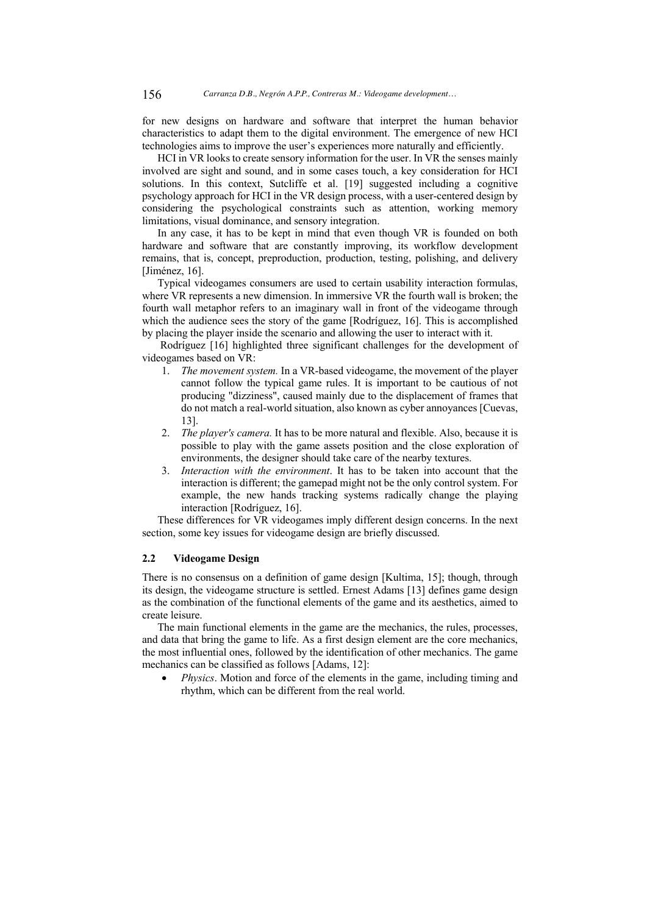for new designs on hardware and software that interpret the human behavior characteristics to adapt them to the digital environment. The emergence of new HCI technologies aims to improve the user's experiences more naturally and efficiently.

HCI in VR looks to create sensory information for the user. In VR the senses mainly involved are sight and sound, and in some cases touch, a key consideration for HCI solutions. In this context, Sutcliffe et al. [19] suggested including a cognitive psychology approach for HCI in the VR design process, with a user-centered design by considering the psychological constraints such as attention, working memory limitations, visual dominance, and sensory integration.

In any case, it has to be kept in mind that even though VR is founded on both hardware and software that are constantly improving, its workflow development remains, that is, concept, preproduction, production, testing, polishing, and delivery [Jiménez, 16].

Typical videogames consumers are used to certain usability interaction formulas, where VR represents a new dimension. In immersive VR the fourth wall is broken; the fourth wall metaphor refers to an imaginary wall in front of the videogame through which the audience sees the story of the game [Rodríguez, 16]. This is accomplished by placing the player inside the scenario and allowing the user to interact with it.

Rodríguez [16] highlighted three significant challenges for the development of videogames based on VR:

1. *The movement system.* In a VR-based videogame, the movement of the player cannot follow the typical game rules. It is important to be cautious of not producing "dizziness", caused mainly due to the displacement of frames that do not match a real-world situation, also known as cyber annoyances [Cuevas, 13].
2. *The player's camera.* It has to be more natural and flexible. Also, because it is possible to play with the game assets position and the close exploration of environments, the designer should take care of the nearby textures.
3. *Interaction with the environment*. It has to be taken into account that the interaction is different; the gamepad might not be the only control system. For example, the new hands tracking systems radically change the playing interaction [Rodríguez, 16].

These differences for VR videogames imply different design concerns. In the next section, some key issues for videogame design are briefly discussed.

### 2.2 Videogame Design

There is no consensus on a definition of game design [Kultima, 15]; though, through its design, the videogame structure is settled. Ernest Adams [13] defines game design as the combination of the functional elements of the game and its aesthetics, aimed to create leisure.

The main functional elements in the game are the mechanics, the rules, processes, and data that bring the game to life. As a first design element are the core mechanics, the most influential ones, followed by the identification of other mechanics. The game mechanics can be classified as follows [Adams, 12]:

- *Physics*. Motion and force of the elements in the game, including timing and rhythm, which can be different from the real world.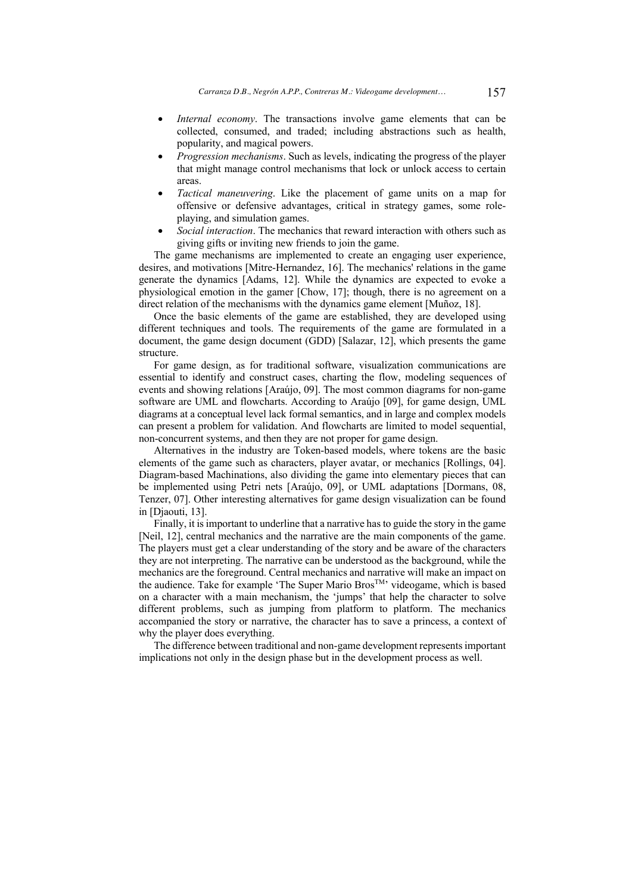- *Internal economy*. The transactions involve game elements that can be collected, consumed, and traded; including abstractions such as health, popularity, and magical powers.
- *Progression mechanisms*. Such as levels, indicating the progress of the player that might manage control mechanisms that lock or unlock access to certain areas.
- *Tactical maneuvering*. Like the placement of game units on a map for offensive or defensive advantages, critical in strategy games, some role-playing, and simulation games.
- *Social interaction*. The mechanics that reward interaction with others such as giving gifts or inviting new friends to join the game.

The game mechanisms are implemented to create an engaging user experience, desires, and motivations [Mitre-Hernandez, 16]. The mechanics' relations in the game generate the dynamics [Adams, 12]. While the dynamics are expected to evoke a physiological emotion in the gamer [Chow, 17]; though, there is no agreement on a direct relation of the mechanisms with the dynamics game element [Muñoz, 18].

Once the basic elements of the game are established, they are developed using different techniques and tools. The requirements of the game are formulated in a document, the game design document (GDD) [Salazar, 12], which presents the game structure.

For game design, as for traditional software, visualization communications are essential to identify and construct cases, charting the flow, modeling sequences of events and showing relations [Araújo, 09]. The most common diagrams for non-game software are UML and flowcharts. According to Araújo [09], for game design, UML diagrams at a conceptual level lack formal semantics, and in large and complex models can present a problem for validation. And flowcharts are limited to model sequential, non-concurrent systems, and then they are not proper for game design.

Alternatives in the industry are Token-based models, where tokens are the basic elements of the game such as characters, player avatar, or mechanics [Rollings, 04]. Diagram-based Machinations, also dividing the game into elementary pieces that can be implemented using Petri nets [Araújo, 09], or UML adaptations [Dormans, 08, Tenzer, 07]. Other interesting alternatives for game design visualization can be found in [Djaouti, 13].

Finally, it is important to underline that a narrative has to guide the story in the game [Neil, 12], central mechanics and the narrative are the main components of the game. The players must get a clear understanding of the story and be aware of the characters they are not interpreting. The narrative can be understood as the background, while the mechanics are the foreground. Central mechanics and narrative will make an impact on the audience. Take for example 'The Super Mario Bros™' videogame, which is based on a character with a main mechanism, the 'jumps' that help the character to solve different problems, such as jumping from platform to platform. The mechanics accompanied the story or narrative, the character has to save a princess, a context of why the player does everything.

The difference between traditional and non-game development represents important implications not only in the design phase but in the development process as well.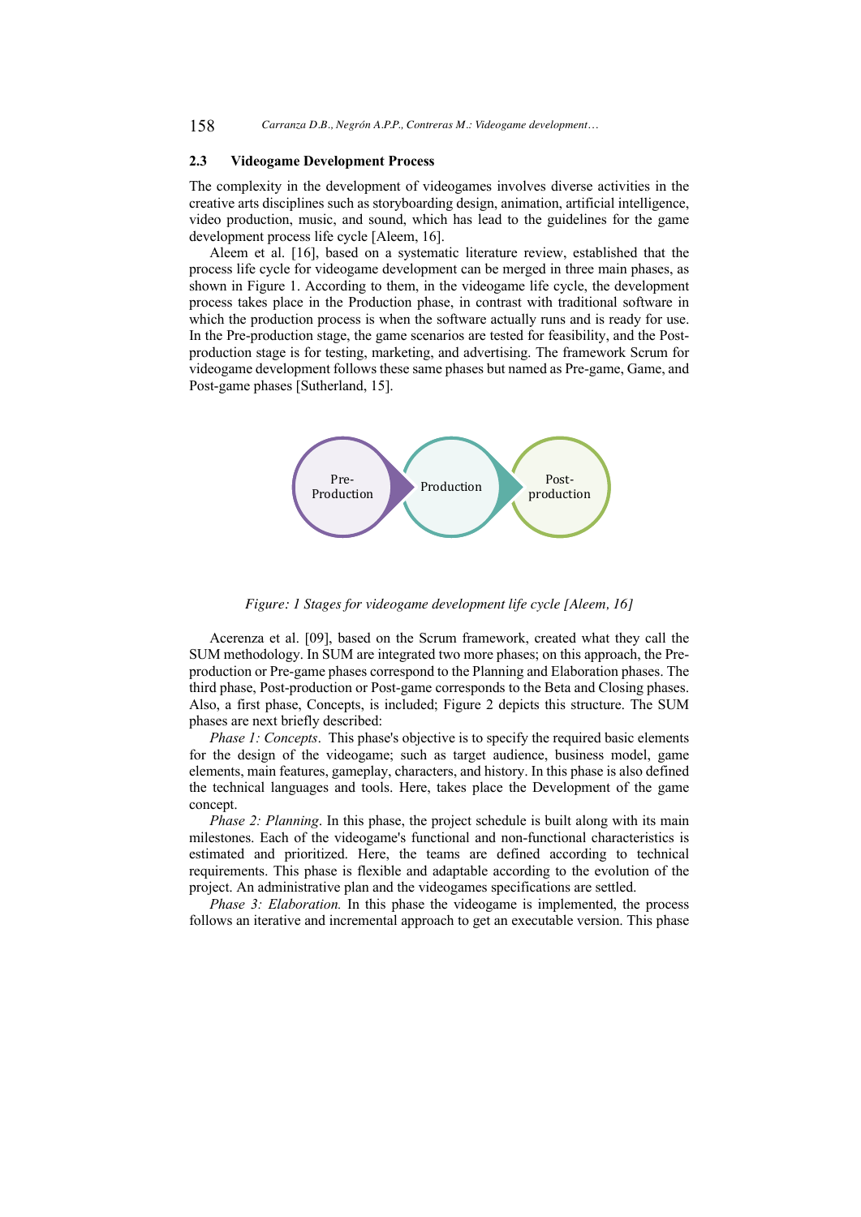### 2.3 Videogame Development Process

The complexity in the development of videogames involves diverse activities in the creative arts disciplines such as storyboarding design, animation, artificial intelligence, video production, music, and sound, which has lead to the guidelines for the game development process life cycle [Aleem, 16].

Aleem et al. [16], based on a systematic literature review, established that the process life cycle for videogame development can be merged in three main phases, as shown in Figure 1. According to them, in the videogame life cycle, the development process takes place in the Production phase, in contrast with traditional software in which the production process is when the software actually runs and is ready for use. In the Pre-production stage, the game scenarios are tested for feasibility, and the Post-production stage is for testing, marketing, and advertising. The framework Scrum for videogame development follows these same phases but named as Pre-game, Game, and Post-game phases [Sutherland, 15].

Pre-Production → Production → Post-production

*Figure: 1 Stages for videogame development life cycle [Aleem, 16]*

Acerenza et al. [09], based on the Scrum framework, created what they call the SUM methodology. In SUM are integrated two more phases; on this approach, the Pre-production or Pre-game phases correspond to the Planning and Elaboration phases. The third phase, Post-production or Post-game corresponds to the Beta and Closing phases. Also, a first phase, Concepts, is included; Figure 2 depicts this structure. The SUM phases are next briefly described:

*Phase 1: Concepts*. This phase's objective is to specify the required basic elements for the design of the videogame; such as target audience, business model, game elements, main features, gameplay, characters, and history. In this phase is also defined the technical languages and tools. Here, takes place the Development of the game concept.

*Phase 2: Planning*. In this phase, the project schedule is built along with its main milestones. Each of the videogame's functional and non-functional characteristics is estimated and prioritized. Here, the teams are defined according to technical requirements. This phase is flexible and adaptable according to the evolution of the project. An administrative plan and the videogames specifications are settled.

*Phase 3: Elaboration.* In this phase the videogame is implemented, the process follows an iterative and incremental approach to get an executable version. This phase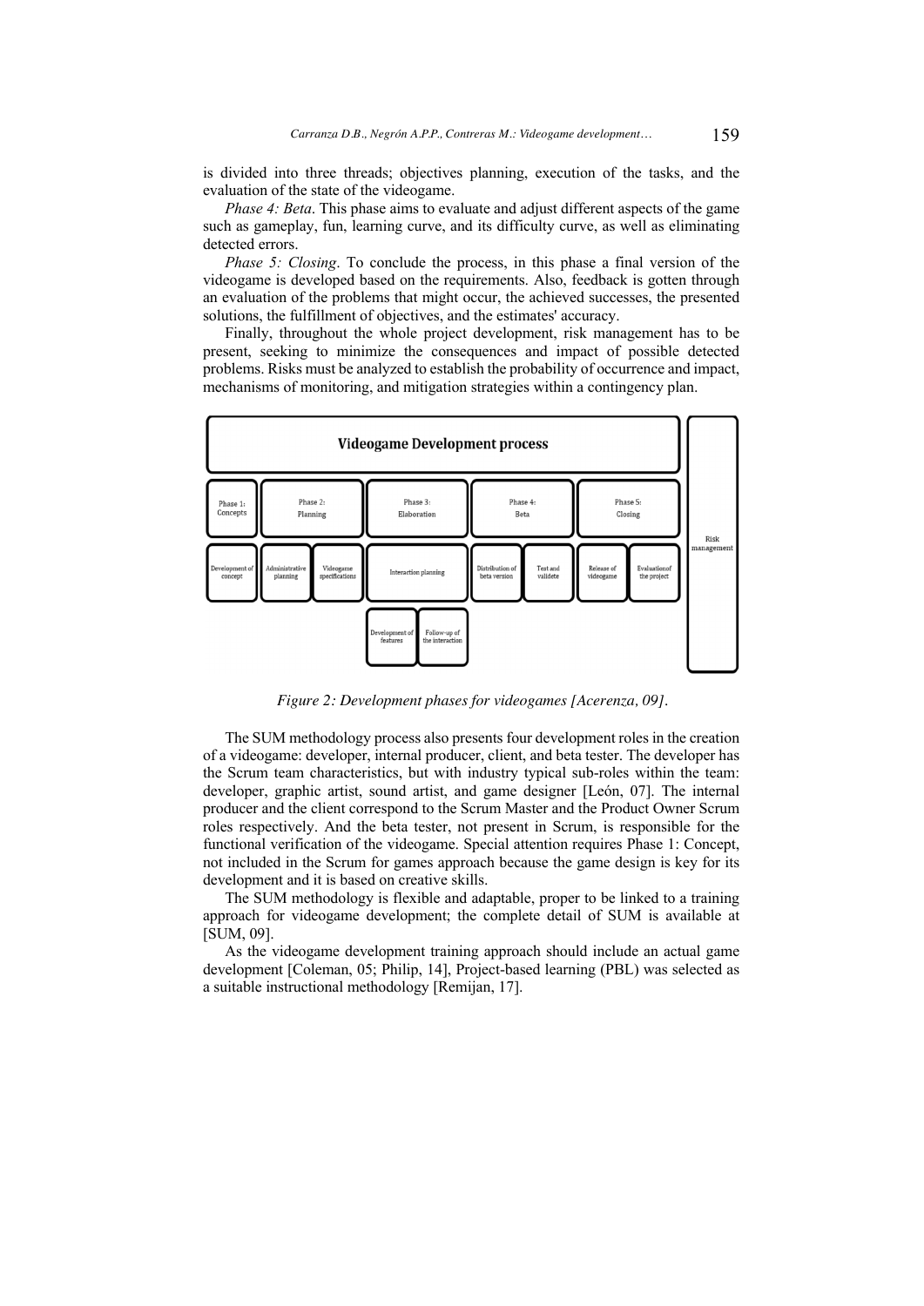is divided into three threads; objectives planning, execution of the tasks, and the evaluation of the state of the videogame.

*Phase 4: Beta*. This phase aims to evaluate and adjust different aspects of the game such as gameplay, fun, learning curve, and its difficulty curve, as well as eliminating detected errors.

*Phase 5: Closing*. To conclude the process, in this phase a final version of the videogame is developed based on the requirements. Also, feedback is gotten through an evaluation of the problems that might occur, the achieved successes, the presented solutions, the fulfillment of objectives, and the estimates' accuracy.

Finally, throughout the whole project development, risk management has to be present, seeking to minimize the consequences and impact of possible detected problems. Risks must be analyzed to establish the probability of occurrence and impact, mechanisms of monitoring, and mitigation strategies within a contingency plan.

*Figure 2: Development phases for videogames [Acerenza, 09].*

The SUM methodology process also presents four development roles in the creation of a videogame: developer, internal producer, client, and beta tester. The developer has the Scrum team characteristics, but with industry typical sub-roles within the team: developer, graphic artist, sound artist, and game designer [León, 07]. The internal producer and the client correspond to the Scrum Master and the Product Owner Scrum roles respectively. And the beta tester, not present in Scrum, is responsible for the functional verification of the videogame. Special attention requires Phase 1: Concept, not included in the Scrum for games approach because the game design is key for its development and it is based on creative skills.

The SUM methodology is flexible and adaptable, proper to be linked to a training approach for videogame development; the complete detail of SUM is available at [SUM, 09].

As the videogame development training approach should include an actual game development [Coleman, 05; Philip, 14], Project-based learning (PBL) was selected as a suitable instructional methodology [Remijan, 17].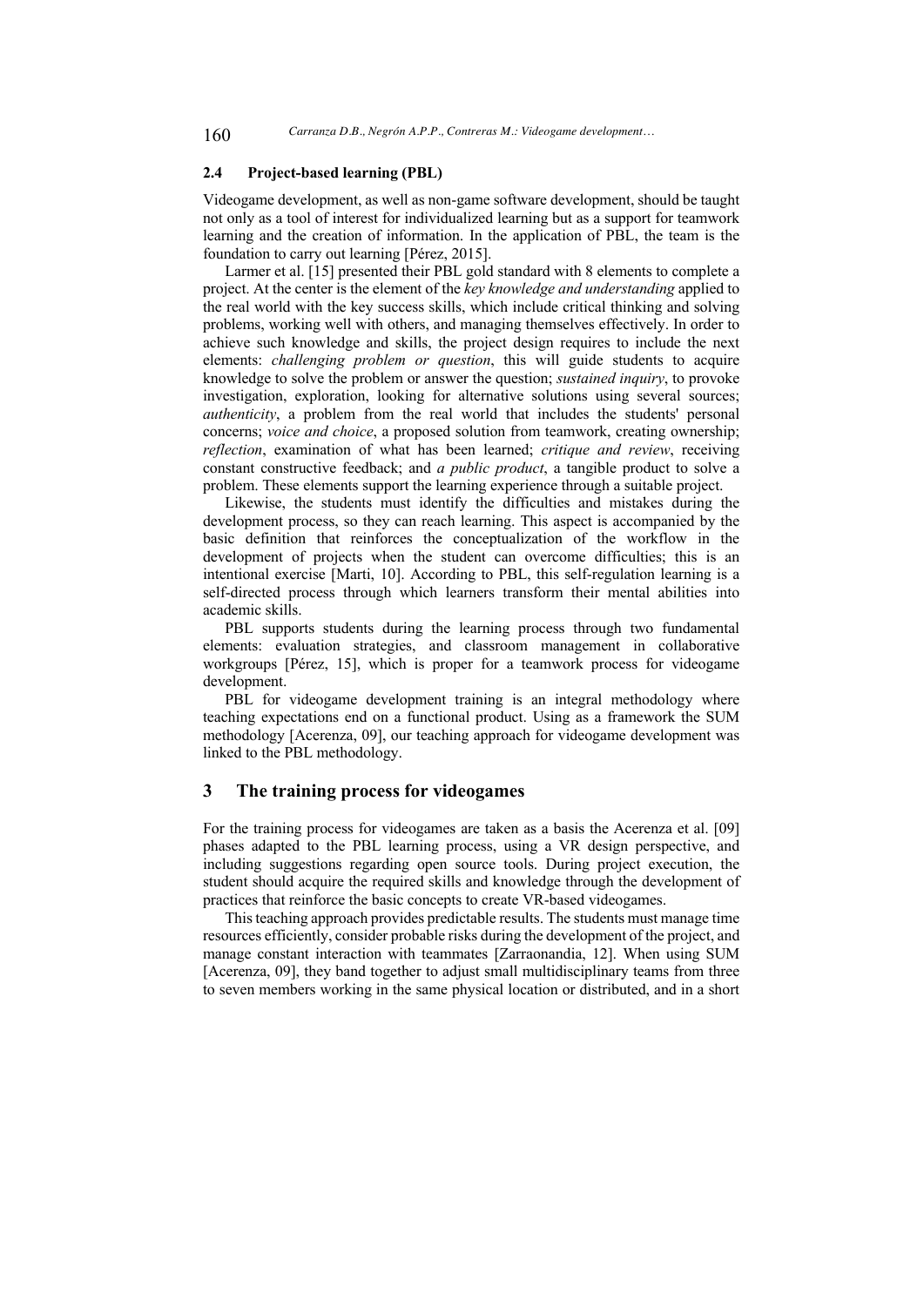### 2.4 Project-based learning (PBL)

Videogame development, as well as non-game software development, should be taught not only as a tool of interest for individualized learning but as a support for teamwork learning and the creation of information. In the application of PBL, the team is the foundation to carry out learning [Pérez, 2015].

Larmer et al. [15] presented their PBL gold standard with 8 elements to complete a project. At the center is the element of the *key knowledge and understanding* applied to the real world with the key success skills, which include critical thinking and solving problems, working well with others, and managing themselves effectively. In order to achieve such knowledge and skills, the project design requires to include the next elements: *challenging problem or question*, this will guide students to acquire knowledge to solve the problem or answer the question; *sustained inquiry*, to provoke investigation, exploration, looking for alternative solutions using several sources; *authenticity*, a problem from the real world that includes the students' personal concerns; *voice and choice*, a proposed solution from teamwork, creating ownership; *reflection*, examination of what has been learned; *critique and review*, receiving constant constructive feedback; and *a public product*, a tangible product to solve a problem. These elements support the learning experience through a suitable project.

Likewise, the students must identify the difficulties and mistakes during the development process, so they can reach learning. This aspect is accompanied by the basic definition that reinforces the conceptualization of the workflow in the development of projects when the student can overcome difficulties; this is an intentional exercise [Marti, 10]. According to PBL, this self-regulation learning is a self-directed process through which learners transform their mental abilities into academic skills.

PBL supports students during the learning process through two fundamental elements: evaluation strategies, and classroom management in collaborative workgroups [Pérez, 15], which is proper for a teamwork process for videogame development.

PBL for videogame development training is an integral methodology where teaching expectations end on a functional product. Using as a framework the SUM methodology [Acerenza, 09], our teaching approach for videogame development was linked to the PBL methodology.

## 3 The training process for videogames

For the training process for videogames are taken as a basis the Acerenza et al. [09] phases adapted to the PBL learning process, using a VR design perspective, and including suggestions regarding open source tools. During project execution, the student should acquire the required skills and knowledge through the development of practices that reinforce the basic concepts to create VR-based videogames.

This teaching approach provides predictable results. The students must manage time resources efficiently, consider probable risks during the development of the project, and manage constant interaction with teammates [Zarraonandia, 12]. When using SUM [Acerenza, 09], they band together to adjust small multidisciplinary teams from three to seven members working in the same physical location or distributed, and in a short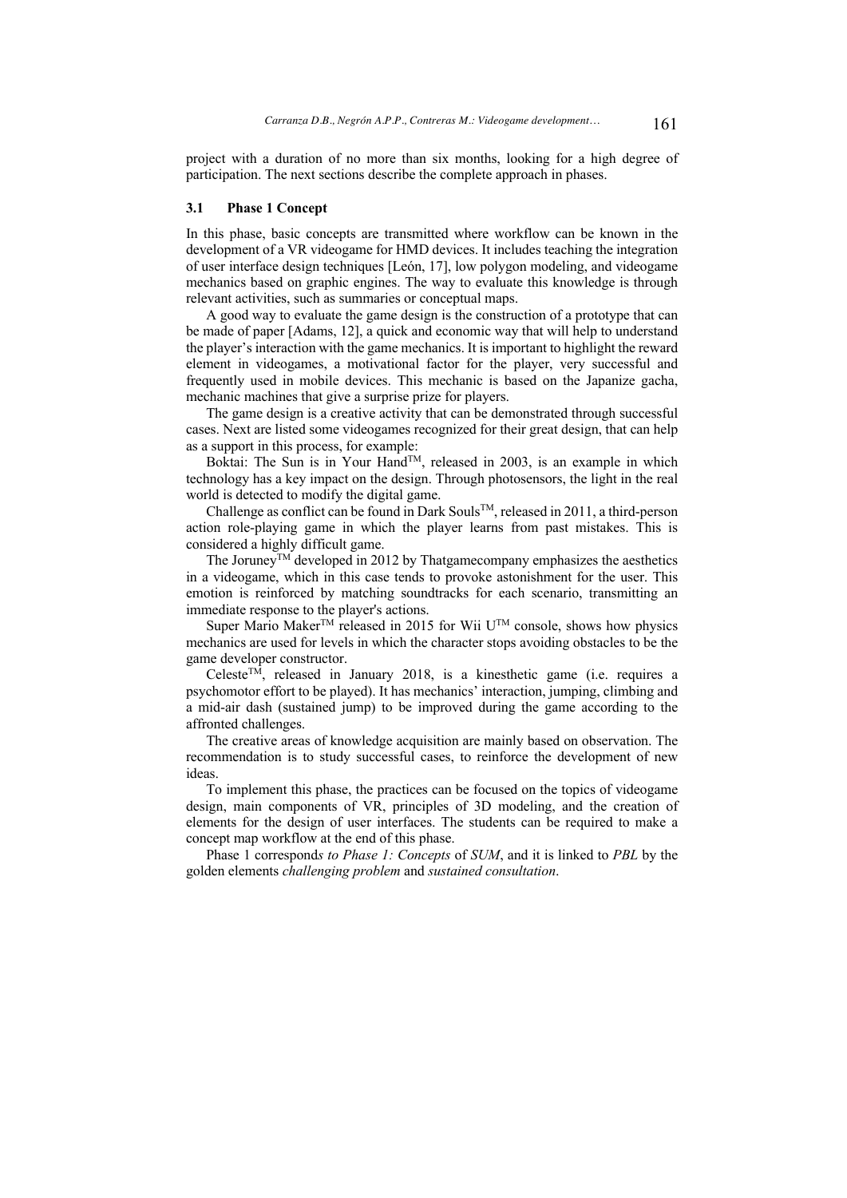project with a duration of no more than six months, looking for a high degree of participation. The next sections describe the complete approach in phases.

### 3.1 Phase 1 Concept

In this phase, basic concepts are transmitted where workflow can be known in the development of a VR videogame for HMD devices. It includes teaching the integration of user interface design techniques [León, 17], low polygon modeling, and videogame mechanics based on graphic engines. The way to evaluate this knowledge is through relevant activities, such as summaries or conceptual maps.

A good way to evaluate the game design is the construction of a prototype that can be made of paper [Adams, 12], a quick and economic way that will help to understand the player's interaction with the game mechanics. It is important to highlight the reward element in videogames, a motivational factor for the player, very successful and frequently used in mobile devices. This mechanic is based on the Japanize gacha, mechanic machines that give a surprise prize for players.

The game design is a creative activity that can be demonstrated through successful cases. Next are listed some videogames recognized for their great design, that can help as a support in this process, for example:

Boktai: The Sun is in Your Hand™, released in 2003, is an example in which technology has a key impact on the design. Through photosensors, the light in the real world is detected to modify the digital game.

Challenge as conflict can be found in Dark Souls™, released in 2011, a third-person action role-playing game in which the player learns from past mistakes. This is considered a highly difficult game.

The Joruney™ developed in 2012 by Thatgamecompany emphasizes the aesthetics in a videogame, which in this case tends to provoke astonishment for the user. This emotion is reinforced by matching soundtracks for each scenario, transmitting an immediate response to the player's actions.

Super Mario Maker™ released in 2015 for Wii U™ console, shows how physics mechanics are used for levels in which the character stops avoiding obstacles to be the game developer constructor.

Celeste™, released in January 2018, is a kinesthetic game (i.e. requires a psychomotor effort to be played). It has mechanics' interaction, jumping, climbing and a mid-air dash (sustained jump) to be improved during the game according to the affronted challenges.

The creative areas of knowledge acquisition are mainly based on observation. The recommendation is to study successful cases, to reinforce the development of new ideas.

To implement this phase, the practices can be focused on the topics of videogame design, main components of VR, principles of 3D modeling, and the creation of elements for the design of user interfaces. The students can be required to make a concept map workflow at the end of this phase.

Phase 1 correspond*s to Phase 1: Concepts* of *SUM*, and it is linked to *PBL* by the golden elements *challenging problem* and *sustained consultation*.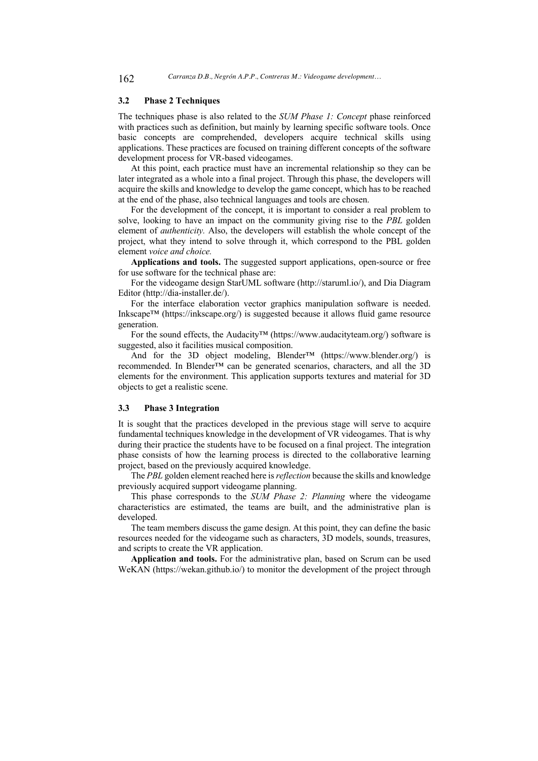### 3.2 Phase 2 Techniques

The techniques phase is also related to the *SUM Phase 1: Concept* phase reinforced with practices such as definition, but mainly by learning specific software tools. Once basic concepts are comprehended, developers acquire technical skills using applications. These practices are focused on training different concepts of the software development process for VR-based videogames.

At this point, each practice must have an incremental relationship so they can be later integrated as a whole into a final project. Through this phase, the developers will acquire the skills and knowledge to develop the game concept, which has to be reached at the end of the phase, also technical languages and tools are chosen.

For the development of the concept, it is important to consider a real problem to solve, looking to have an impact on the community giving rise to the *PBL* golden element of *authenticity.* Also, the developers will establish the whole concept of the project, what they intend to solve through it, which correspond to the PBL golden element *voice and choice.*

**Applications and tools.** The suggested support applications, open-source or free for use software for the technical phase are:

For the videogame design StarUML software (http://staruml.io/), and Dia Diagram Editor (http://dia-installer.de/).

For the interface elaboration vector graphics manipulation software is needed. Inkscape™ (https://inkscape.org/) is suggested because it allows fluid game resource generation.

For the sound effects, the Audacity™ (https://www.audacityteam.org/) software is suggested, also it facilities musical composition.

And for the 3D object modeling, Blender™ (https://www.blender.org/) is recommended. In Blender™ can be generated scenarios, characters, and all the 3D elements for the environment. This application supports textures and material for 3D objects to get a realistic scene.

### 3.3 Phase 3 Integration

It is sought that the practices developed in the previous stage will serve to acquire fundamental techniques knowledge in the development of VR videogames. That is why during their practice the students have to be focused on a final project. The integration phase consists of how the learning process is directed to the collaborative learning project, based on the previously acquired knowledge.

The *PBL* golden element reached here is *reflection* because the skills and knowledge previously acquired support videogame planning.

This phase corresponds to the *SUM Phase 2: Planning* where the videogame characteristics are estimated, the teams are built, and the administrative plan is developed.

The team members discuss the game design. At this point, they can define the basic resources needed for the videogame such as characters, 3D models, sounds, treasures, and scripts to create the VR application.

**Application and tools.** For the administrative plan, based on Scrum can be used WeKAN (https://wekan.github.io/) to monitor the development of the project through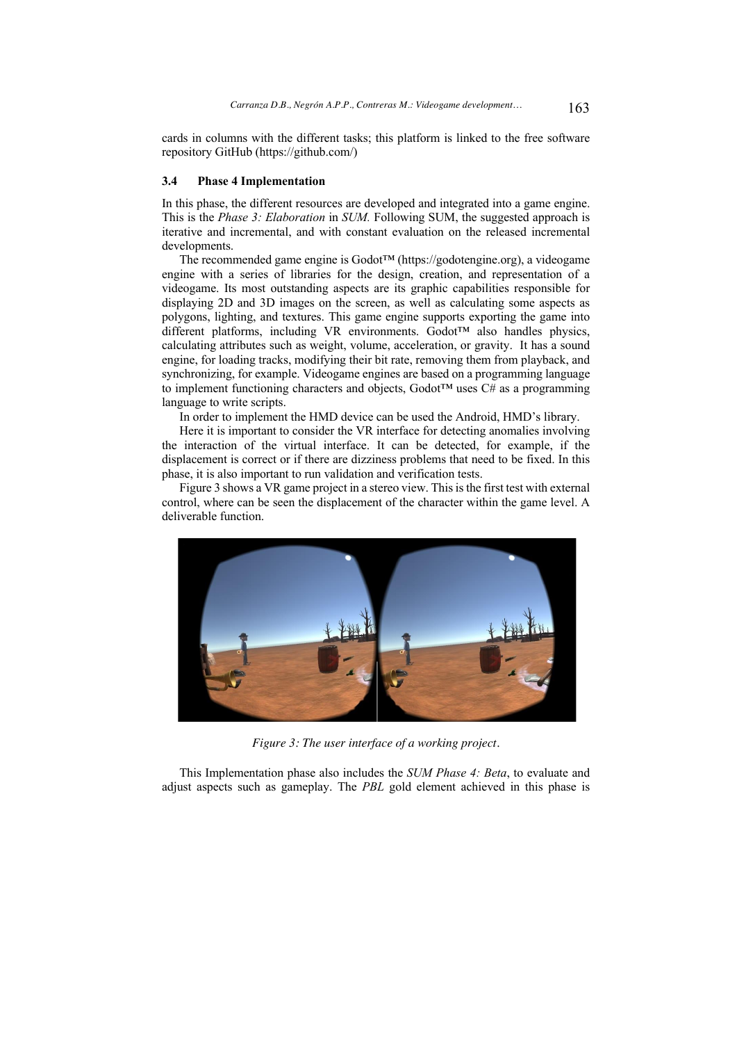cards in columns with the different tasks; this platform is linked to the free software repository GitHub (https://github.com/)

### 3.4 Phase 4 Implementation

In this phase, the different resources are developed and integrated into a game engine. This is the *Phase 3: Elaboration* in *SUM.* Following SUM, the suggested approach is iterative and incremental, and with constant evaluation on the released incremental developments.

The recommended game engine is Godot™ (https://godotengine.org), a videogame engine with a series of libraries for the design, creation, and representation of a videogame. Its most outstanding aspects are its graphic capabilities responsible for displaying 2D and 3D images on the screen, as well as calculating some aspects as polygons, lighting, and textures. This game engine supports exporting the game into different platforms, including VR environments. Godot™ also handles physics, calculating attributes such as weight, volume, acceleration, or gravity. It has a sound engine, for loading tracks, modifying their bit rate, removing them from playback, and synchronizing, for example. Videogame engines are based on a programming language to implement functioning characters and objects, Godot™ uses C# as a programming language to write scripts.

In order to implement the HMD device can be used the Android, HMD's library.

Here it is important to consider the VR interface for detecting anomalies involving the interaction of the virtual interface. It can be detected, for example, if the displacement is correct or if there are dizziness problems that need to be fixed. In this phase, it is also important to run validation and verification tests.

Figure 3 shows a VR game project in a stereo view. This is the first test with external control, where can be seen the displacement of the character within the game level. A deliverable function.

*Figure 3: The user interface of a working project.*

This Implementation phase also includes the *SUM Phase 4: Beta*, to evaluate and adjust aspects such as gameplay. The *PBL* gold element achieved in this phase is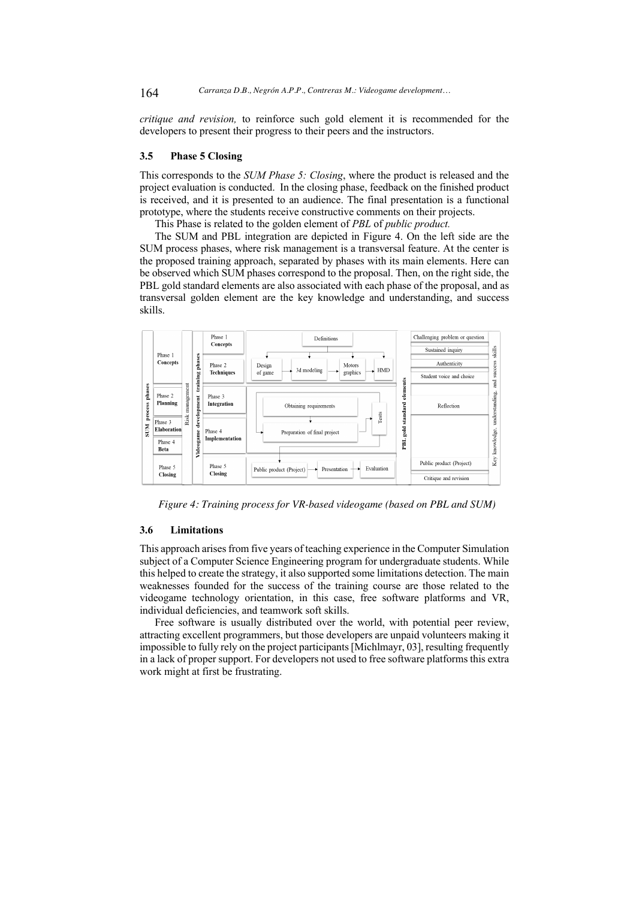*critique and revision,* to reinforce such gold element it is recommended for the developers to present their progress to their peers and the instructors.

### 3.5 Phase 5 Closing

This corresponds to the *SUM Phase 5: Closing*, where the product is released and the project evaluation is conducted. In the closing phase, feedback on the finished product is received, and it is presented to an audience. The final presentation is a functional prototype, where the students receive constructive comments on their projects.

This Phase is related to the golden element of *PBL* of *public product.*

The SUM and PBL integration are depicted in Figure 4. On the left side are the SUM process phases, where risk management is a transversal feature. At the center is the proposed training approach, separated by phases with its main elements. Here can be observed which SUM phases correspond to the proposal. Then, on the right side, the PBL gold standard elements are also associated with each phase of the proposal, and as transversal golden element are the key knowledge and understanding, and success skills.

*Figure 4: Training process for VR-based videogame (based on PBL and SUM)*

### 3.6 Limitations

This approach arises from five years of teaching experience in the Computer Simulation subject of a Computer Science Engineering program for undergraduate students. While this helped to create the strategy, it also supported some limitations detection. The main weaknesses founded for the success of the training course are those related to the videogame technology orientation, in this case, free software platforms and VR, individual deficiencies, and teamwork soft skills.

Free software is usually distributed over the world, with potential peer review, attracting excellent programmers, but those developers are unpaid volunteers making it impossible to fully rely on the project participants [Michlmayr, 03], resulting frequently in a lack of proper support. For developers not used to free software platforms this extra work might at first be frustrating.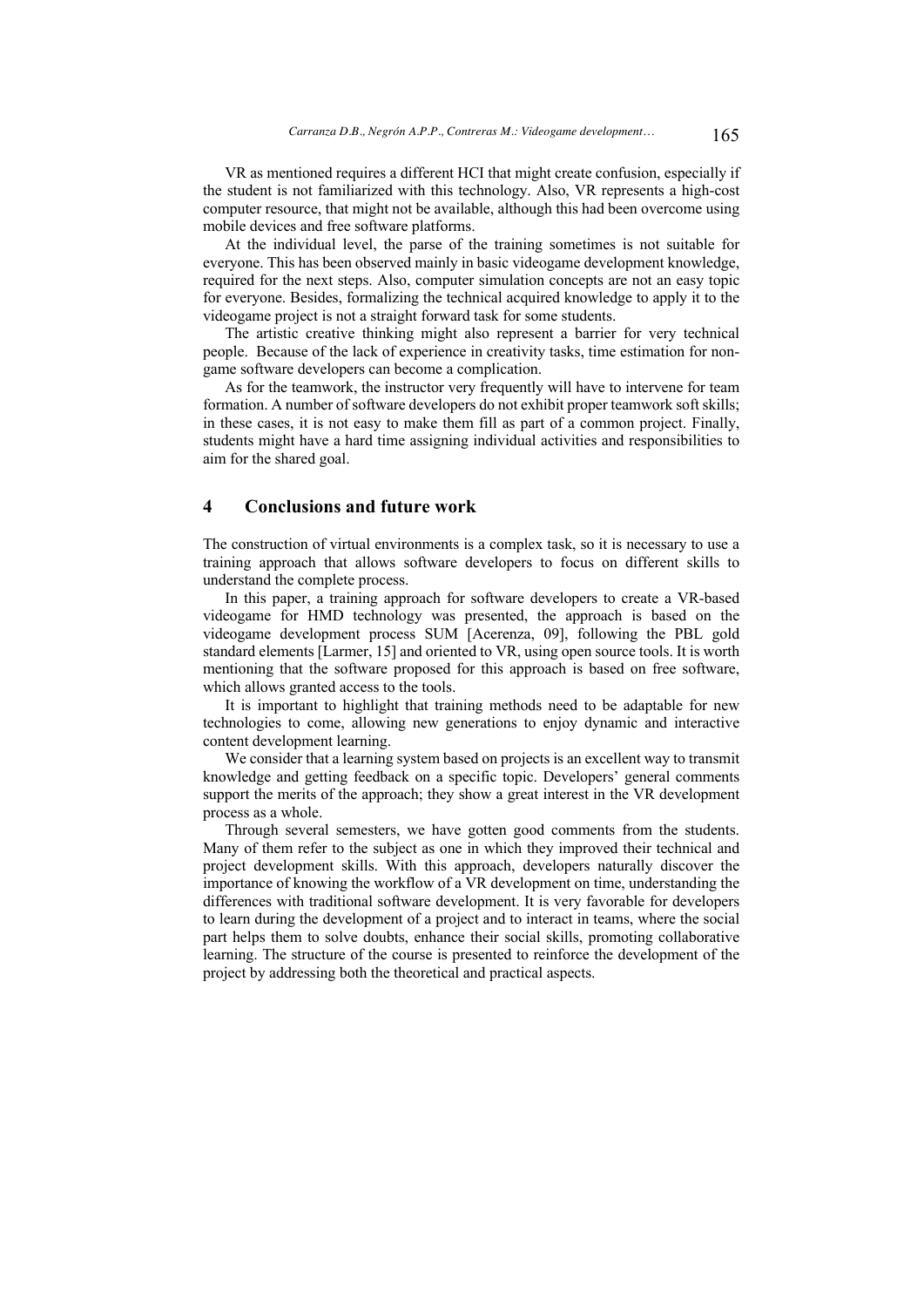VR as mentioned requires a different HCI that might create confusion, especially if the student is not familiarized with this technology. Also, VR represents a high-cost computer resource, that might not be available, although this had been overcome using mobile devices and free software platforms.

At the individual level, the parse of the training sometimes is not suitable for everyone. This has been observed mainly in basic videogame development knowledge, required for the next steps. Also, computer simulation concepts are not an easy topic for everyone. Besides, formalizing the technical acquired knowledge to apply it to the videogame project is not a straight forward task for some students.

The artistic creative thinking might also represent a barrier for very technical people. Because of the lack of experience in creativity tasks, time estimation for non-game software developers can become a complication.

As for the teamwork, the instructor very frequently will have to intervene for team formation. A number of software developers do not exhibit proper teamwork soft skills; in these cases, it is not easy to make them fill as part of a common project. Finally, students might have a hard time assigning individual activities and responsibilities to aim for the shared goal.

## 4 Conclusions and future work

The construction of virtual environments is a complex task, so it is necessary to use a training approach that allows software developers to focus on different skills to understand the complete process.

In this paper, a training approach for software developers to create a VR-based videogame for HMD technology was presented, the approach is based on the videogame development process SUM [Acerenza, 09], following the PBL gold standard elements [Larmer, 15] and oriented to VR, using open source tools. It is worth mentioning that the software proposed for this approach is based on free software, which allows granted access to the tools.

It is important to highlight that training methods need to be adaptable for new technologies to come, allowing new generations to enjoy dynamic and interactive content development learning.

We consider that a learning system based on projects is an excellent way to transmit knowledge and getting feedback on a specific topic. Developers' general comments support the merits of the approach; they show a great interest in the VR development process as a whole.

Through several semesters, we have gotten good comments from the students. Many of them refer to the subject as one in which they improved their technical and project development skills. With this approach, developers naturally discover the importance of knowing the workflow of a VR development on time, understanding the differences with traditional software development. It is very favorable for developers to learn during the development of a project and to interact in teams, where the social part helps them to solve doubts, enhance their social skills, promoting collaborative learning. The structure of the course is presented to reinforce the development of the project by addressing both the theoretical and practical aspects.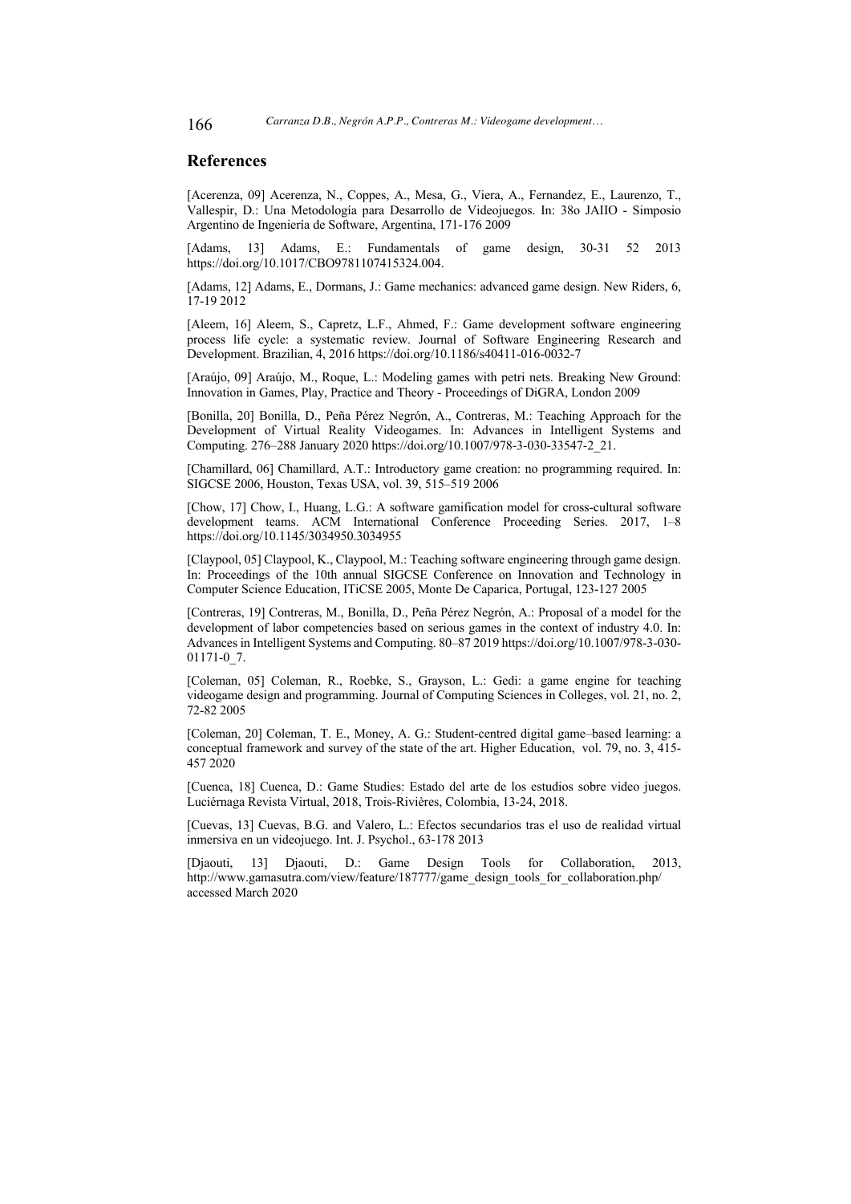## References

[Acerenza, 09] Acerenza, N., Coppes, A., Mesa, G., Viera, A., Fernandez, E., Laurenzo, T., Vallespir, D.: Una Metodología para Desarrollo de Videojuegos. In: 38o JAIIO - Simposio Argentino de Ingeniería de Software, Argentina, 171-176 2009

[Adams, 13] Adams, E.: Fundamentals of game design, 30-31 52 2013 https://doi.org/10.1017/CBO9781107415324.004.

[Adams, 12] Adams, E., Dormans, J.: Game mechanics: advanced game design. New Riders, 6, 17-19 2012

[Aleem, 16] Aleem, S., Capretz, L.F., Ahmed, F.: Game development software engineering process life cycle: a systematic review. Journal of Software Engineering Research and Development. Brazilian, 4, 2016 https://doi.org/10.1186/s40411-016-0032-7

[Araújo, 09] Araújo, M., Roque, L.: Modeling games with petri nets. Breaking New Ground: Innovation in Games, Play, Practice and Theory - Proceedings of DiGRA, London 2009

[Bonilla, 20] Bonilla, D., Peña Pérez Negrón, A., Contreras, M.: Teaching Approach for the Development of Virtual Reality Videogames. In: Advances in Intelligent Systems and Computing. 276–288 January 2020 https://doi.org/10.1007/978-3-030-33547-2_21.

[Chamillard, 06] Chamillard, A.T.: Introductory game creation: no programming required. In: SIGCSE 2006, Houston, Texas USA, vol. 39, 515–519 2006

[Chow, 17] Chow, I., Huang, L.G.: A software gamification model for cross-cultural software development teams. ACM International Conference Proceeding Series. 2017, 1–8 https://doi.org/10.1145/3034950.3034955

[Claypool, 05] Claypool, K., Claypool, M.: Teaching software engineering through game design. In: Proceedings of the 10th annual SIGCSE Conference on Innovation and Technology in Computer Science Education, ITiCSE 2005, Monte De Caparica, Portugal, 123-127 2005

[Contreras, 19] Contreras, M., Bonilla, D., Peña Pérez Negrón, A.: Proposal of a model for the development of labor competencies based on serious games in the context of industry 4.0. In: Advances in Intelligent Systems and Computing. 80–87 2019 https://doi.org/10.1007/978-3-030-01171-0_7.

[Coleman, 05] Coleman, R., Roebke, S., Grayson, L.: Gedi: a game engine for teaching videogame design and programming. Journal of Computing Sciences in Colleges, vol. 21, no. 2, 72-82 2005

[Coleman, 20] Coleman, T. E., Money, A. G.: Student-centred digital game–based learning: a conceptual framework and survey of the state of the art. Higher Education, vol. 79, no. 3, 415-457 2020

[Cuenca, 18] Cuenca, D.: Game Studies: Estado del arte de los estudios sobre video juegos. Luciérnaga Revista Virtual, 2018, Trois-Rivières, Colombia, 13-24, 2018.

[Cuevas, 13] Cuevas, B.G. and Valero, L.: Efectos secundarios tras el uso de realidad virtual inmersiva en un videojuego. Int. J. Psychol., 63-178 2013

[Djaouti, 13] Djaouti, D.: Game Design Tools for Collaboration, 2013, http://www.gamasutra.com/view/feature/187777/game_design_tools_for_collaboration.php/ accessed March 2020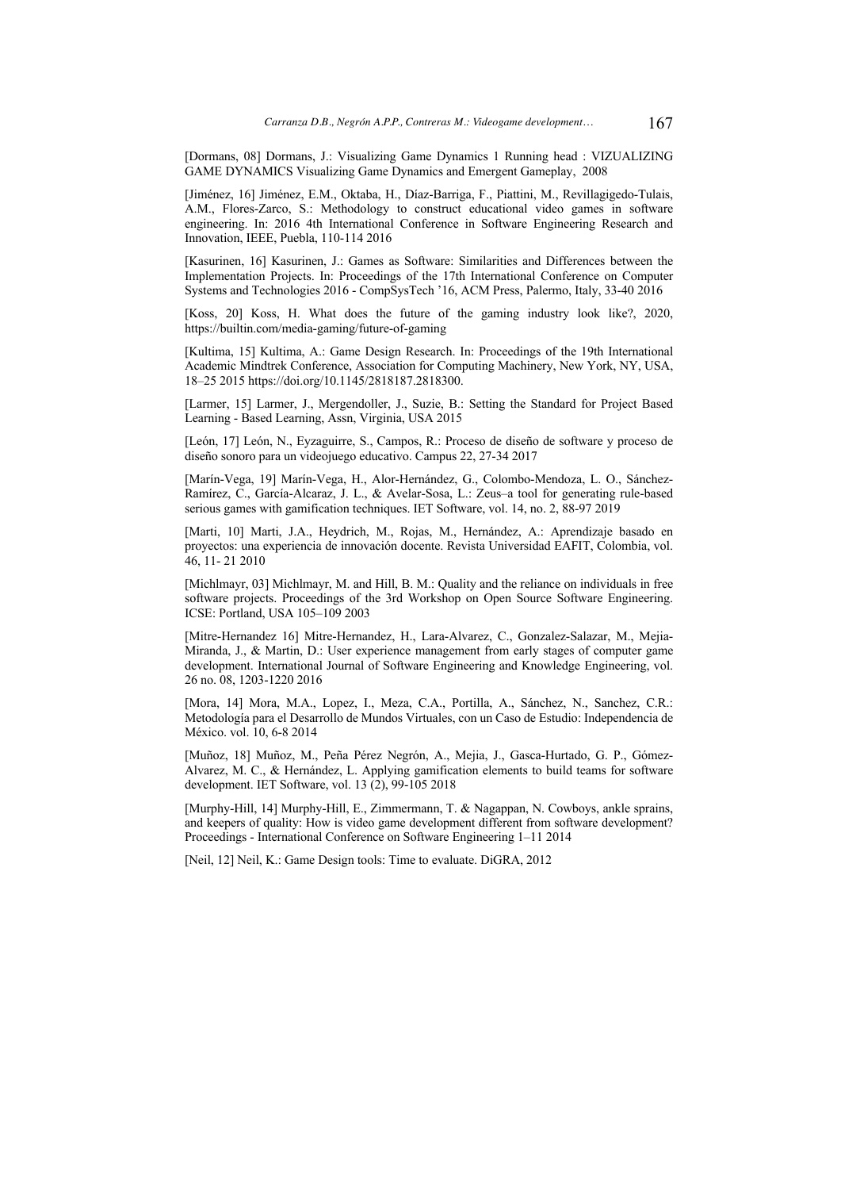[Dormans, 08] Dormans, J.: Visualizing Game Dynamics 1 Running head : VIZUALIZING GAME DYNAMICS Visualizing Game Dynamics and Emergent Gameplay, 2008

[Jiménez, 16] Jiménez, E.M., Oktaba, H., Díaz-Barriga, F., Piattini, M., Revillagigedo-Tulais, A.M., Flores-Zarco, S.: Methodology to construct educational video games in software engineering. In: 2016 4th International Conference in Software Engineering Research and Innovation, IEEE, Puebla, 110-114 2016

[Kasurinen, 16] Kasurinen, J.: Games as Software: Similarities and Differences between the Implementation Projects. In: Proceedings of the 17th International Conference on Computer Systems and Technologies 2016 - CompSysTech '16, ACM Press, Palermo, Italy, 33-40 2016

[Koss, 20] Koss, H. What does the future of the gaming industry look like?, 2020, https://builtin.com/media-gaming/future-of-gaming

[Kultima, 15] Kultima, A.: Game Design Research. In: Proceedings of the 19th International Academic Mindtrek Conference, Association for Computing Machinery, New York, NY, USA, 18–25 2015 https://doi.org/10.1145/2818187.2818300.

[Larmer, 15] Larmer, J., Mergendoller, J., Suzie, B.: Setting the Standard for Project Based Learning - Based Learning, Assn, Virginia, USA 2015

[León, 17] León, N., Eyzaguirre, S., Campos, R.: Proceso de diseño de software y proceso de diseño sonoro para un videojuego educativo. Campus 22, 27-34 2017

[Marín-Vega, 19] Marín-Vega, H., Alor-Hernández, G., Colombo-Mendoza, L. O., Sánchez-Ramírez, C., García-Alcaraz, J. L., & Avelar-Sosa, L.: Zeus–a tool for generating rule-based serious games with gamification techniques. IET Software, vol. 14, no. 2, 88-97 2019

[Marti, 10] Marti, J.A., Heydrich, M., Rojas, M., Hernández, A.: Aprendizaje basado en proyectos: una experiencia de innovación docente. Revista Universidad EAFIT, Colombia, vol. 46, 11- 21 2010

[Michlmayr, 03] Michlmayr, M. and Hill, B. M.: Quality and the reliance on individuals in free software projects. Proceedings of the 3rd Workshop on Open Source Software Engineering. ICSE: Portland, USA 105–109 2003

[Mitre-Hernandez 16] Mitre-Hernandez, H., Lara-Alvarez, C., Gonzalez-Salazar, M., Mejia-Miranda, J., & Martin, D.: User experience management from early stages of computer game development. International Journal of Software Engineering and Knowledge Engineering, vol. 26 no. 08, 1203-1220 2016

[Mora, 14] Mora, M.A., Lopez, I., Meza, C.A., Portilla, A., Sánchez, N., Sanchez, C.R.: Metodología para el Desarrollo de Mundos Virtuales, con un Caso de Estudio: Independencia de México. vol. 10, 6-8 2014

[Muñoz, 18] Muñoz, M., Peña Pérez Negrón, A., Mejia, J., Gasca-Hurtado, G. P., Gómez-Alvarez, M. C., & Hernández, L. Applying gamification elements to build teams for software development. IET Software, vol. 13 (2), 99-105 2018

[Murphy-Hill, 14] Murphy-Hill, E., Zimmermann, T. & Nagappan, N. Cowboys, ankle sprains, and keepers of quality: How is video game development different from software development? Proceedings - International Conference on Software Engineering 1–11 2014

[Neil, 12] Neil, K.: Game Design tools: Time to evaluate. DiGRA, 2012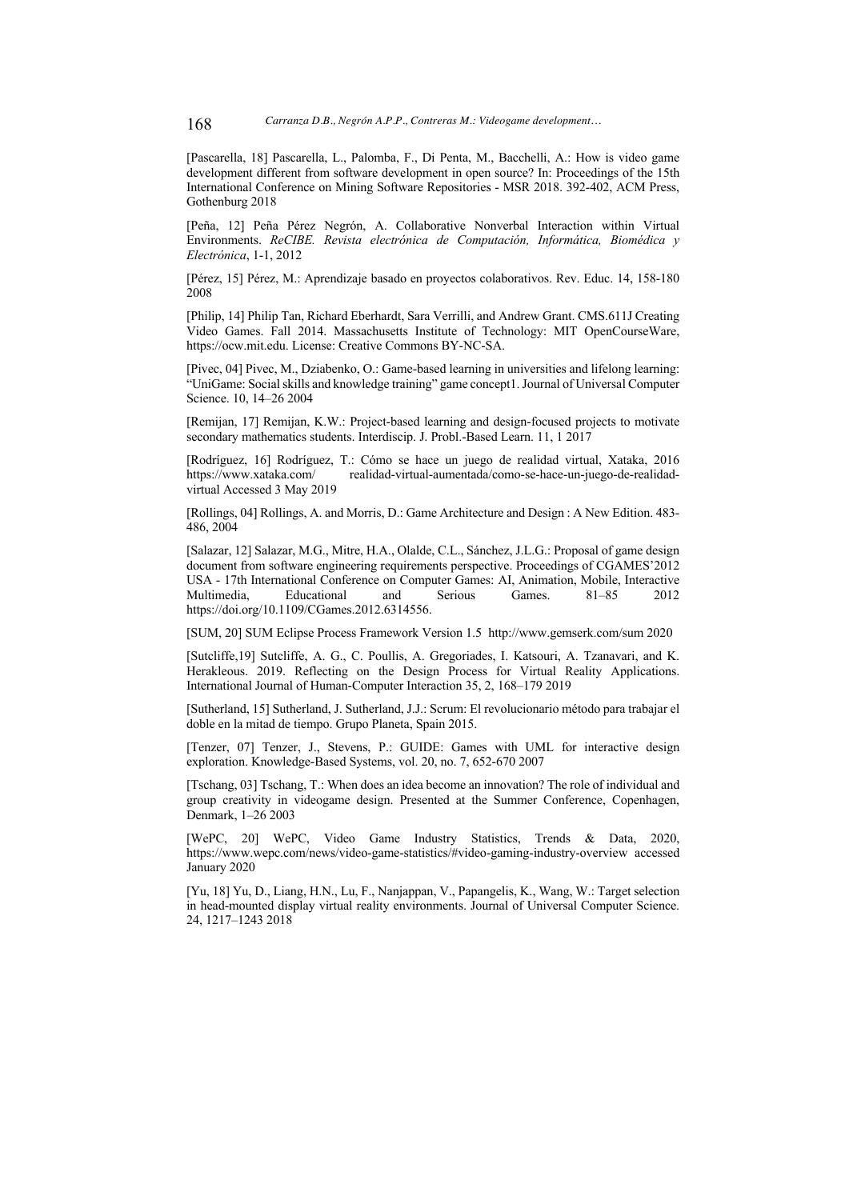[Pascarella, 18] Pascarella, L., Palomba, F., Di Penta, M., Bacchelli, A.: How is video game development different from software development in open source? In: Proceedings of the 15th International Conference on Mining Software Repositories - MSR 2018. 392-402, ACM Press, Gothenburg 2018

[Peña, 12] Peña Pérez Negrón, A. Collaborative Nonverbal Interaction within Virtual Environments. *ReCIBE. Revista electrónica de Computación, Informática, Biomédica y Electrónica*, 1-1, 2012

[Pérez, 15] Pérez, M.: Aprendizaje basado en proyectos colaborativos. Rev. Educ. 14, 158-180 2008

[Philip, 14] Philip Tan, Richard Eberhardt, Sara Verrilli, and Andrew Grant. CMS.611J Creating Video Games. Fall 2014. Massachusetts Institute of Technology: MIT OpenCourseWare, https://ocw.mit.edu. License: Creative Commons BY-NC-SA.

[Pivec, 04] Pivec, M., Dziabenko, O.: Game-based learning in universities and lifelong learning: "UniGame: Social skills and knowledge training" game concept1. Journal of Universal Computer Science. 10, 14–26 2004

[Remijan, 17] Remijan, K.W.: Project-based learning and design-focused projects to motivate secondary mathematics students. Interdiscip. J. Probl.-Based Learn. 11, 1 2017

[Rodríguez, 16] Rodríguez, T.: Cómo se hace un juego de realidad virtual, Xataka, 2016 https://www.xataka.com/ realidad-virtual-aumentada/como-se-hace-un-juego-de-realidad-virtual Accessed 3 May 2019

[Rollings, 04] Rollings, A. and Morris, D.: Game Architecture and Design : A New Edition. 483-486, 2004

[Salazar, 12] Salazar, M.G., Mitre, H.A., Olalde, C.L., Sánchez, J.L.G.: Proposal of game design document from software engineering requirements perspective. Proceedings of CGAMES'2012 USA - 17th International Conference on Computer Games: AI, Animation, Mobile, Interactive Multimedia, Educational and Serious Games. 81–85 2012 https://doi.org/10.1109/CGames.2012.6314556.

[SUM, 20] SUM Eclipse Process Framework Version 1.5 http://www.gemserk.com/sum 2020

[Sutcliffe,19] Sutcliffe, A. G., C. Poullis, A. Gregoriades, I. Katsouri, A. Tzanavari, and K. Herakleous. 2019. Reflecting on the Design Process for Virtual Reality Applications. International Journal of Human-Computer Interaction 35, 2, 168–179 2019

[Sutherland, 15] Sutherland, J. Sutherland, J.J.: Scrum: El revolucionario método para trabajar el doble en la mitad de tiempo. Grupo Planeta, Spain 2015.

[Tenzer, 07] Tenzer, J., Stevens, P.: GUIDE: Games with UML for interactive design exploration. Knowledge-Based Systems, vol. 20, no. 7, 652-670 2007

[Tschang, 03] Tschang, T.: When does an idea become an innovation? The role of individual and group creativity in videogame design. Presented at the Summer Conference, Copenhagen, Denmark, 1–26 2003

[WePC, 20] WePC, Video Game Industry Statistics, Trends & Data, 2020, https://www.wepc.com/news/video-game-statistics/#video-gaming-industry-overview accessed January 2020

[Yu, 18] Yu, D., Liang, H.N., Lu, F., Nanjappan, V., Papangelis, K., Wang, W.: Target selection in head-mounted display virtual reality environments. Journal of Universal Computer Science. 24, 1217–1243 2018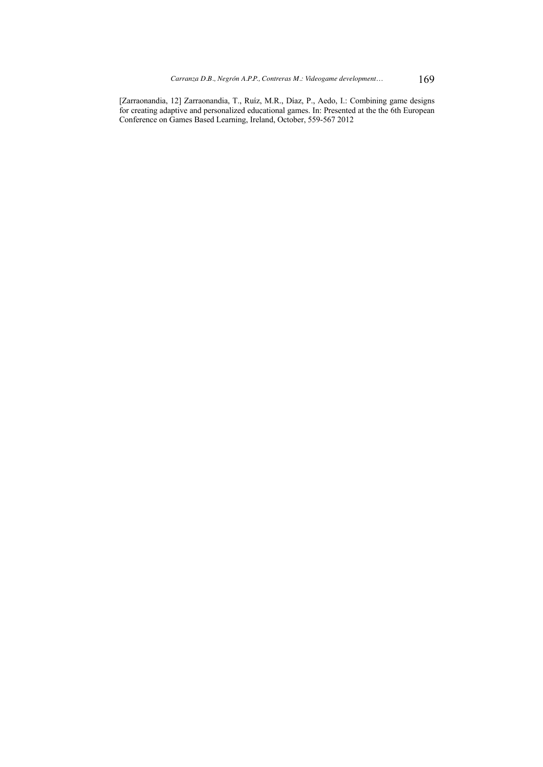[Zarraonandia, 12] Zarraonandia, T., Ruíz, M.R., Díaz, P., Aedo, I.: Combining game designs for creating adaptive and personalized educational games. In: Presented at the the 6th European Conference on Games Based Learning, Ireland, October, 559-567 2012